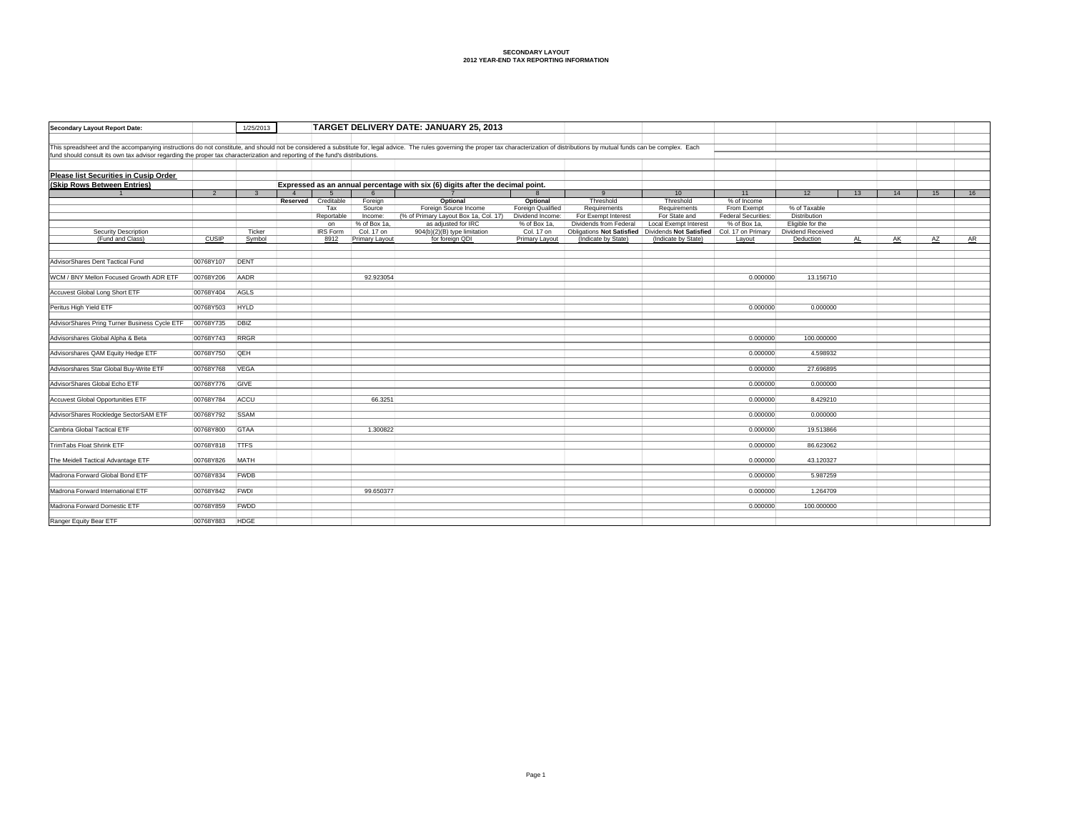# SECONDARY LAYOUT
## 2012 YEAR-END TAX REPORTING INFORMATION

**Secondary Layout Report Date:** 1/25/2013

**TARGET DELIVERY DATE: JANUARY 25, 2013**

This spreadsheet and the accompanying instructions do not constitute, and should not be considered a substitute for, legal advice. The rules governing the proper tax characterization of distributions by mutual funds can be complex. Each fund should consult its own tax advisor regarding the proper tax characterization and reporting of the fund's distributions.

**Please list Securities in Cusip Order**

**(Skip Rows Between Entries)**

**Expressed as an annual percentage with six (6) digits after the decimal point.**

| 1 | 2 | 3 | 4 | 5 | 6 | 7 | 8 | 9 | 10 | 11 | 12 | 13 | 14 | 15 | 16 |
|---|---|---|---|---|---|---|---|---|---|---|---|---|---|---|---|
| Security Description (Fund and Class) | CUSIP | Ticker Symbol | Reserved | Creditable Tax Reportable on IRS Form 8912 | Foreign Source Income: % of Box 1a, Col. 17 on Primary Layout | **Optional** Foreign Source Income (% of Primary Layout Box 1a, Col. 17) as adjusted for IRC 904(b)(2)(B) type limitation for foreign QDI | **Optional** Foreign Qualified Dividend Income: % of Box 1a, Col. 17 on Primary Layout | Threshold Requirements For Exempt Interest Dividends from Federal Obligations **Not Satisfied** (Indicate by State) | Threshold Requirements For State and Local Exempt Interest Dividends **Not Satisfied** (Indicate by State) | % of Income From Exempt Federal Securities: % of Box 1a, Col. 17 on Primary Layout | % of Taxable Distribution Eligible for the Dividend Received Deduction | AL | AK | AZ | AR |
| AdvisorShares Dent Tactical Fund | 00768Y107 | DENT | | | | | | | | | | | | | |
| WCM / BNY Mellon Focused Growth ADR ETF | 00768Y206 | AADR | | | 92.923054 | | | | | 0.000000 | 13.156710 | | | | |
| Accuvest Global Long Short ETF | 00768Y404 | AGLS | | | | | | | | | | | | | |
| Peritus High Yield ETF | 00768Y503 | HYLD | | | | | | | | 0.000000 | 0.000000 | | | | |
| AdvisorShares Pring Turner Business Cycle ETF | 00768Y735 | DBIZ | | | | | | | | | | | | | |
| Advisorshares Global Alpha & Beta | 00768Y743 | RRGR | | | | | | | | 0.000000 | 100.000000 | | | | |
| Advisorshares QAM Equity Hedge ETF | 00768Y750 | QEH | | | | | | | | 0.000000 | 4.598932 | | | | |
| Advisorshares Star Global Buy-Write ETF | 00768Y768 | VEGA | | | | | | | | 0.000000 | 27.696895 | | | | |
| AdvisorShares Global Echo ETF | 00768Y776 | GIVE | | | | | | | | 0.000000 | 0.000000 | | | | |
| Accuvest Global Opportunities ETF | 00768Y784 | ACCU | | | 66.3251 | | | | | 0.000000 | 8.429210 | | | | |
| AdvisorShares Rockledge SectorSAM ETF | 00768Y792 | SSAM | | | | | | | | 0.000000 | 0.000000 | | | | |
| Cambria Global Tactical ETF | 00768Y800 | GTAA | | | 1.300822 | | | | | 0.000000 | 19.513866 | | | | |
| TrimTabs Float Shrink ETF | 00768Y818 | TTFS | | | | | | | | 0.000000 | 86.623062 | | | | |
| The Meidell Tactical Advantage ETF | 00768Y826 | MATH | | | | | | | | 0.000000 | 43.120327 | | | | |
| Madrona Forward Global Bond ETF | 00768Y834 | FWDB | | | | | | | | 0.000000 | 5.987259 | | | | |
| Madrona Forward International ETF | 00768Y842 | FWDI | | | 99.650377 | | | | | 0.000000 | 1.264709 | | | | |
| Madrona Forward Domestic ETF | 00768Y859 | FWDD | | | | | | | | 0.000000 | 100.000000 | | | | |
| Ranger Equity Bear ETF | 00768Y883 | HDGE | | | | | | | | | | | | | |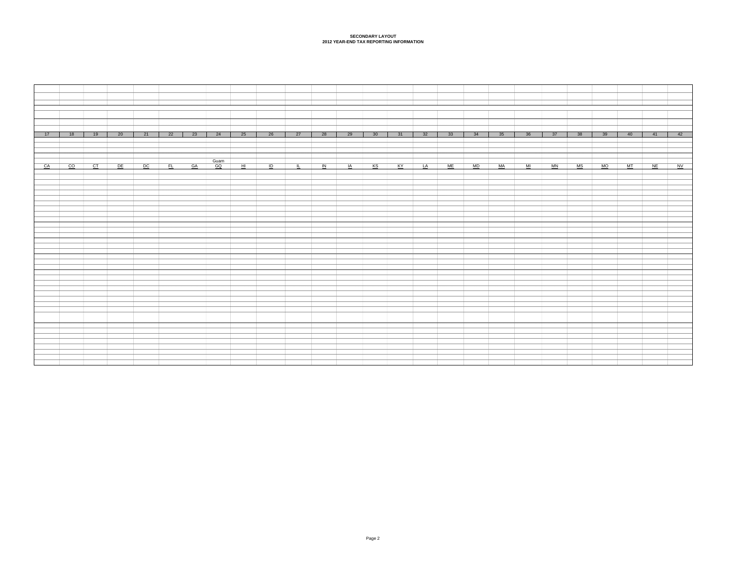# SECONDARY LAYOUT
## 2012 YEAR-END TAX REPORTING INFORMATION

| 17 | 18 | 19 | 20 | 21 | 22 | 23 | 24 | 25 | 26 | 27 | 28 | 29 | 30 | 31 | 32 | 33 | 34 | 35 | 36 | 37 | 38 | 39 | 40 | 41 | 42 |
|---|---|---|---|---|---|---|---|---|---|---|---|---|---|---|---|---|---|---|---|---|---|---|---|---|---|
| CA | CO | CT | DE | DC | FL | GA | Guam GQ | HI | ID | IL | IN | IA | KS | KY | LA | ME | MD | MA | MI | MN | MS | MO | MT | NE | NV |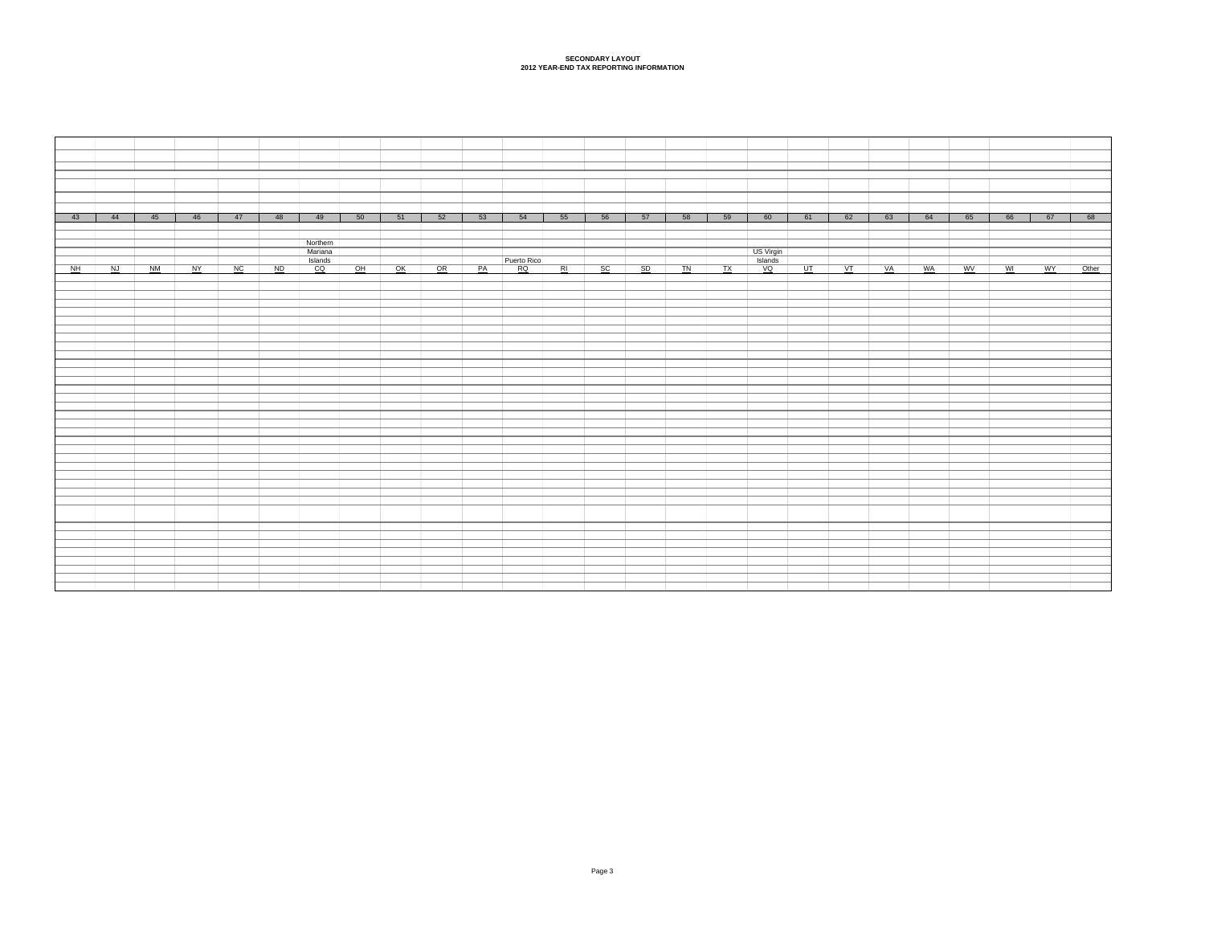**SECONDARY LAYOUT**
**2012 YEAR-END TAX REPORTING INFORMATION**

| 43 | 44 | 45 | 46 | 47 | 48 | 49 | 50 | 51 | 52 | 53 | 54 | 55 | 56 | 57 | 58 | 59 | 60 | 61 | 62 | 63 | 64 | 65 | 66 | 67 | 68 |
|---|---|---|---|---|---|---|---|---|---|---|---|---|---|---|---|---|---|---|---|---|---|---|---|---|---|
| NH | NJ | NM | NY | NC | ND | Northern Mariana Islands CQ | OH | OK | OR | PA | Puerto Rico RQ | RI | SC | SD | TN | TX | US Virgin Islands VQ | UT | VT | VA | WA | WV | WI | WY | Other |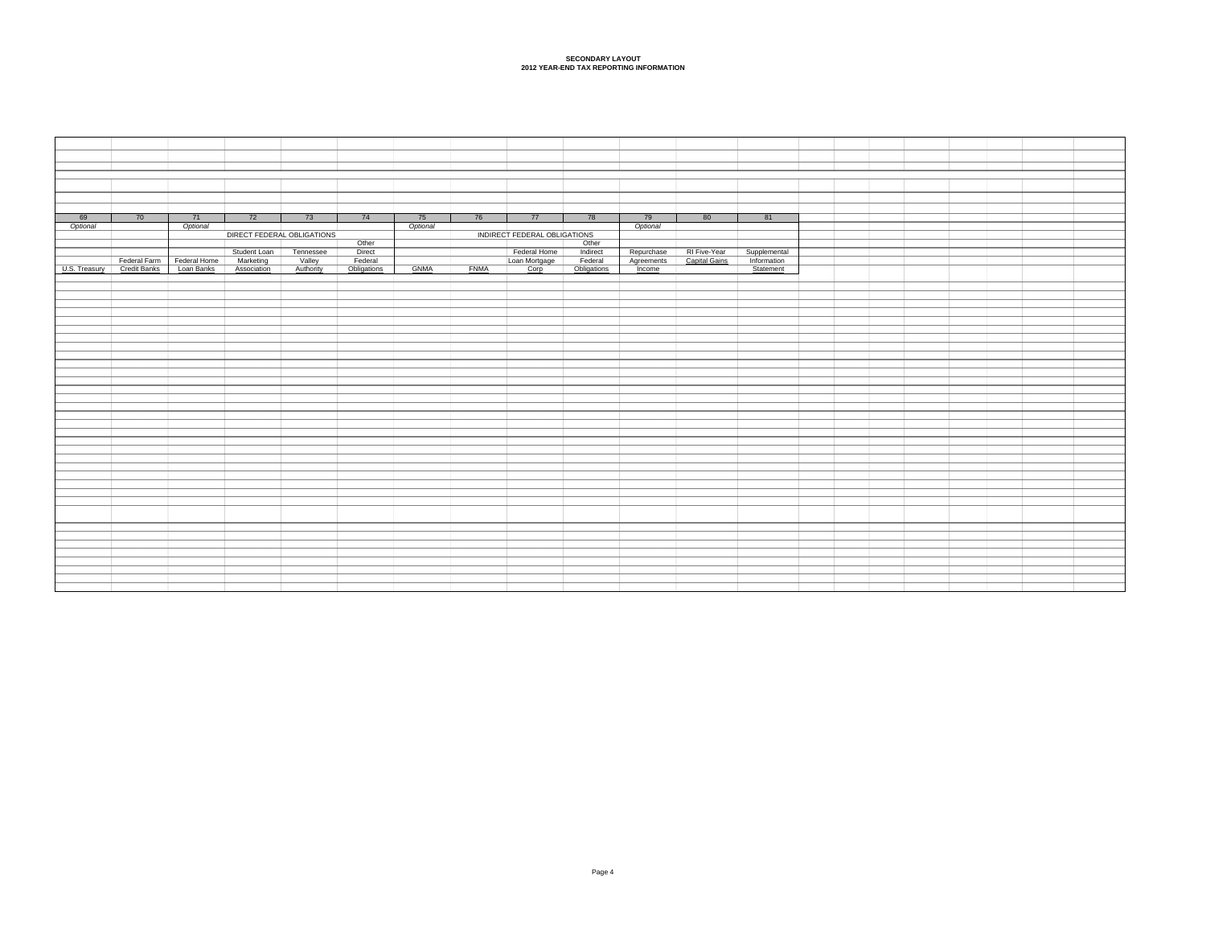**SECONDARY LAYOUT**
**2012 YEAR-END TAX REPORTING INFORMATION**

| 69 | 70 | 71 | 72 | 73 | 74 | 75 | 76 | 77 | 78 | 79 | 80 | 81 |
|---|---|---|---|---|---|---|---|---|---|---|---|---|
| *Optional* | | *Optional* | | | | *Optional* | | | | *Optional* | | |
| | | | DIRECT FEDERAL OBLIGATIONS | | | | INDIRECT FEDERAL OBLIGATIONS | | | | | |
| | | | | | Other | | | | Other | | | |
| | | | Student Loan | Tennessee | Direct | | | Federal Home | Indirect | Repurchase | RI Five-Year | Supplemental |
| | Federal Farm | Federal Home | Marketing | Valley | Federal | | | Loan Mortgage | Federal | Agreements | Capital Gains | Information |
| U.S. Treasury | Credit Banks | Loan Banks | Association | Authority | Obligations | GNMA | FNMA | Corp | Obligations | Income | | Statement |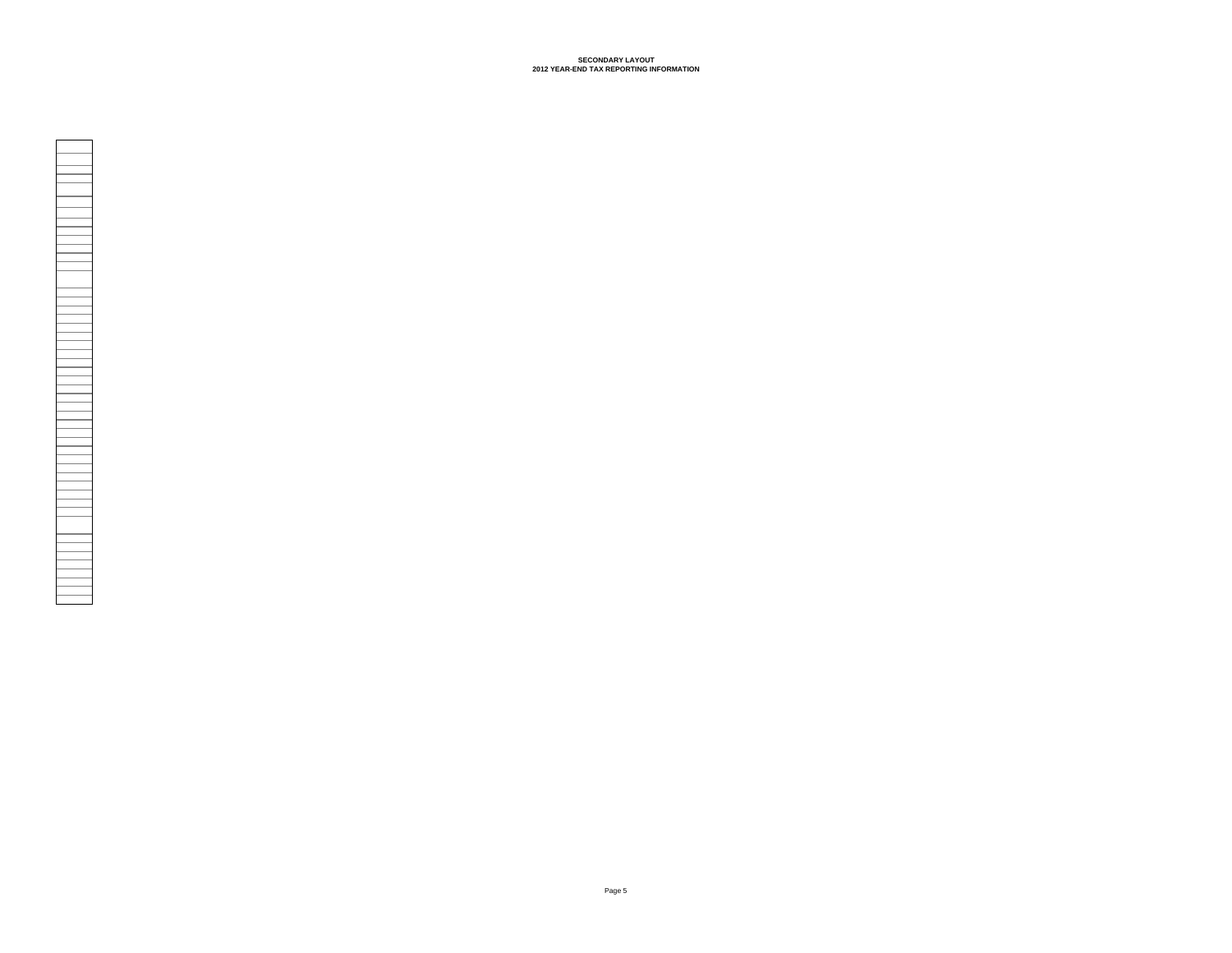**SECONDARY LAYOUT**
**2012 YEAR-END TAX REPORTING INFORMATION**